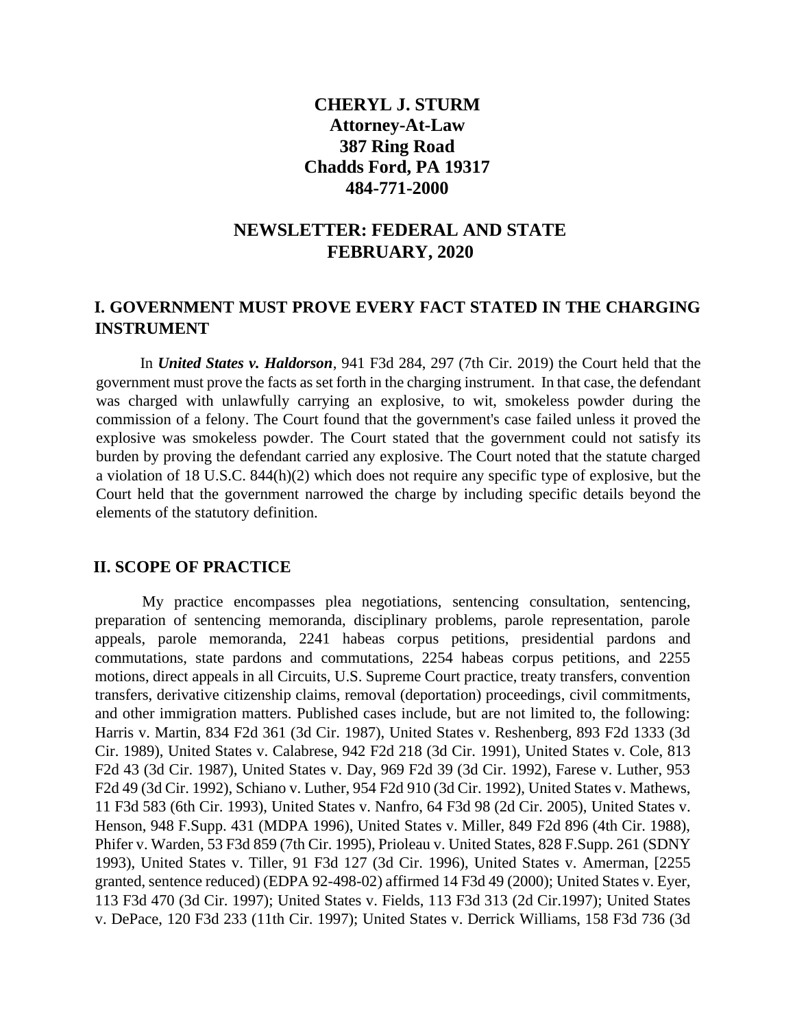# CHERYL J. STURM
**Attorney-At-Law**
**387 Ring Road**
**Chadds Ford, PA 19317**
**484-771-2000**

## NEWSLETTER: FEDERAL AND STATE
## FEBRUARY, 2020

## I. GOVERNMENT MUST PROVE EVERY FACT STATED IN THE CHARGING INSTRUMENT

In ***United States v. Haldorson***, 941 F3d 284, 297 (7th Cir. 2019) the Court held that the government must prove the facts as set forth in the charging instrument. In that case, the defendant was charged with unlawfully carrying an explosive, to wit, smokeless powder during the commission of a felony. The Court found that the government's case failed unless it proved the explosive was smokeless powder. The Court stated that the government could not satisfy its burden by proving the defendant carried any explosive. The Court noted that the statute charged a violation of 18 U.S.C. 844(h)(2) which does not require any specific type of explosive, but the Court held that the government narrowed the charge by including specific details beyond the elements of the statutory definition.

## II. SCOPE OF PRACTICE

My practice encompasses plea negotiations, sentencing consultation, sentencing, preparation of sentencing memoranda, disciplinary problems, parole representation, parole appeals, parole memoranda, 2241 habeas corpus petitions, presidential pardons and commutations, state pardons and commutations, 2254 habeas corpus petitions, and 2255 motions, direct appeals in all Circuits, U.S. Supreme Court practice, treaty transfers, convention transfers, derivative citizenship claims, removal (deportation) proceedings, civil commitments, and other immigration matters. Published cases include, but are not limited to, the following: Harris v. Martin, 834 F2d 361 (3d Cir. 1987), United States v. Reshenberg, 893 F2d 1333 (3d Cir. 1989), United States v. Calabrese, 942 F2d 218 (3d Cir. 1991), United States v. Cole, 813 F2d 43 (3d Cir. 1987), United States v. Day, 969 F2d 39 (3d Cir. 1992), Farese v. Luther, 953 F2d 49 (3d Cir. 1992), Schiano v. Luther, 954 F2d 910 (3d Cir. 1992), United States v. Mathews, 11 F3d 583 (6th Cir. 1993), United States v. Nanfro, 64 F3d 98 (2d Cir. 2005), United States v. Henson, 948 F.Supp. 431 (MDPA 1996), United States v. Miller, 849 F2d 896 (4th Cir. 1988), Phifer v. Warden, 53 F3d 859 (7th Cir. 1995), Prioleau v. United States, 828 F.Supp. 261 (SDNY 1993), United States v. Tiller, 91 F3d 127 (3d Cir. 1996), United States v. Amerman, [2255 granted, sentence reduced) (EDPA 92-498-02) affirmed 14 F3d 49 (2000); United States v. Eyer, 113 F3d 470 (3d Cir. 1997); United States v. Fields, 113 F3d 313 (2d Cir.1997); United States v. DePace, 120 F3d 233 (11th Cir. 1997); United States v. Derrick Williams, 158 F3d 736 (3d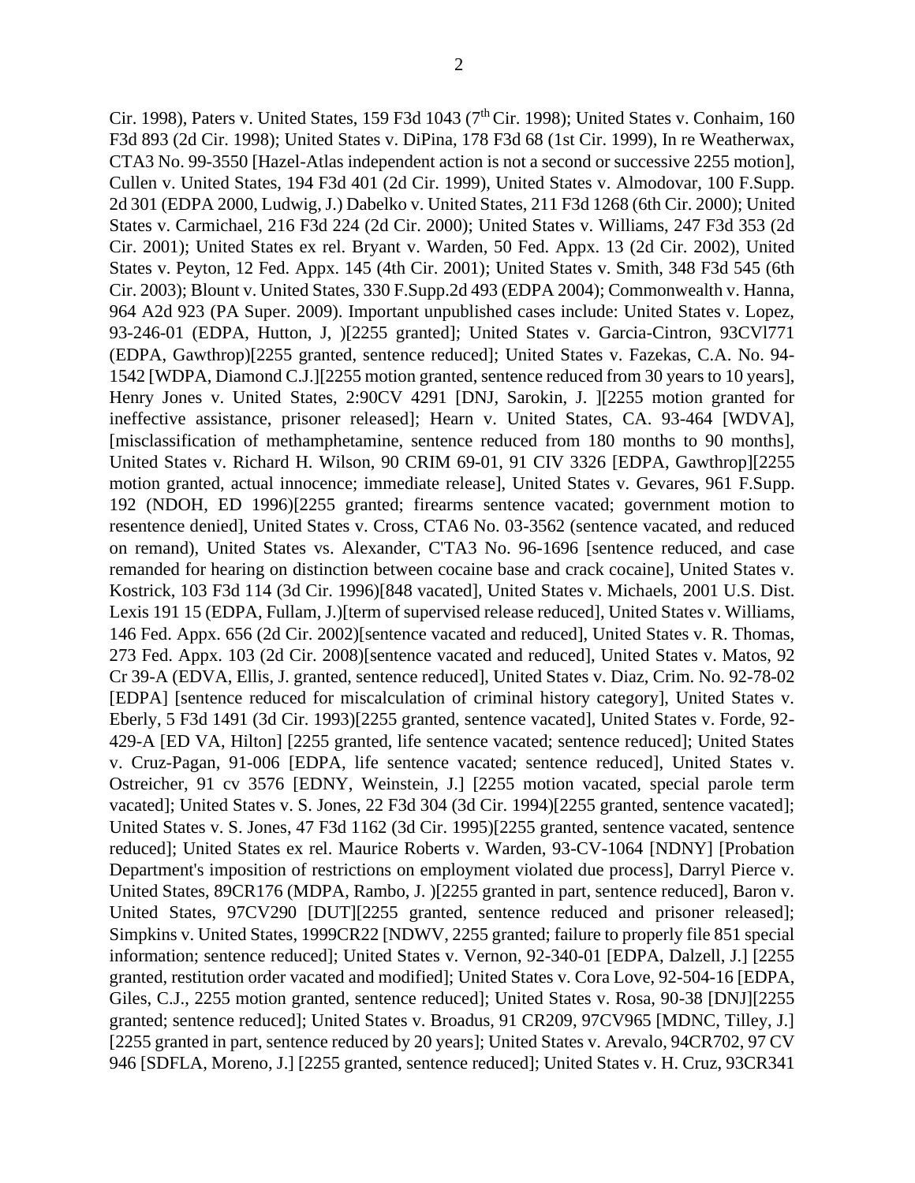Cir. 1998), Paters v. United States, 159 F3d 1043 (7th Cir. 1998); United States v. Conhaim, 160 F3d 893 (2d Cir. 1998); United States v. DiPina, 178 F3d 68 (1st Cir. 1999), In re Weatherwax, CTA3 No. 99-3550 [Hazel-Atlas independent action is not a second or successive 2255 motion], Cullen v. United States, 194 F3d 401 (2d Cir. 1999), United States v. Almodovar, 100 F.Supp. 2d 301 (EDPA 2000, Ludwig, J.) Dabelko v. United States, 211 F3d 1268 (6th Cir. 2000); United States v. Carmichael, 216 F3d 224 (2d Cir. 2000); United States v. Williams, 247 F3d 353 (2d Cir. 2001); United States ex rel. Bryant v. Warden, 50 Fed. Appx. 13 (2d Cir. 2002), United States v. Peyton, 12 Fed. Appx. 145 (4th Cir. 2001); United States v. Smith, 348 F3d 545 (6th Cir. 2003); Blount v. United States, 330 F.Supp.2d 493 (EDPA 2004); Commonwealth v. Hanna, 964 A2d 923 (PA Super. 2009). Important unpublished cases include: United States v. Lopez, 93-246-01 (EDPA, Hutton, J, )[2255 granted]; United States v. Garcia-Cintron, 93CVl771 (EDPA, Gawthrop)[2255 granted, sentence reduced]; United States v. Fazekas, C.A. No. 94-1542 [WDPA, Diamond C.J.][2255 motion granted, sentence reduced from 30 years to 10 years], Henry Jones v. United States, 2:90CV 4291 [DNJ, Sarokin, J. ][2255 motion granted for ineffective assistance, prisoner released]; Hearn v. United States, CA. 93-464 [WDVA], [misclassification of methamphetamine, sentence reduced from 180 months to 90 months], United States v. Richard H. Wilson, 90 CRIM 69-01, 91 CIV 3326 [EDPA, Gawthrop][2255 motion granted, actual innocence; immediate release], United States v. Gevares, 961 F.Supp. 192 (NDOH, ED 1996)[2255 granted; firearms sentence vacated; government motion to resentence denied], United States v. Cross, CTA6 No. 03-3562 (sentence vacated, and reduced on remand), United States vs. Alexander, C'TA3 No. 96-1696 [sentence reduced, and case remanded for hearing on distinction between cocaine base and crack cocaine], United States v. Kostrick, 103 F3d 114 (3d Cir. 1996)[848 vacated], United States v. Michaels, 2001 U.S. Dist. Lexis 191 15 (EDPA, Fullam, J.)[term of supervised release reduced], United States v. Williams, 146 Fed. Appx. 656 (2d Cir. 2002)[sentence vacated and reduced], United States v. R. Thomas, 273 Fed. Appx. 103 (2d Cir. 2008)[sentence vacated and reduced], United States v. Matos, 92 Cr 39-A (EDVA, Ellis, J. granted, sentence reduced], United States v. Diaz, Crim. No. 92-78-02 [EDPA] [sentence reduced for miscalculation of criminal history category], United States v. Eberly, 5 F3d 1491 (3d Cir. 1993)[2255 granted, sentence vacated], United States v. Forde, 92-429-A [ED VA, Hilton] [2255 granted, life sentence vacated; sentence reduced]; United States v. Cruz-Pagan, 91-006 [EDPA, life sentence vacated; sentence reduced], United States v. Ostreicher, 91 cv 3576 [EDNY, Weinstein, J.] [2255 motion vacated, special parole term vacated]; United States v. S. Jones, 22 F3d 304 (3d Cir. 1994)[2255 granted, sentence vacated]; United States v. S. Jones, 47 F3d 1162 (3d Cir. 1995)[2255 granted, sentence vacated, sentence reduced]; United States ex rel. Maurice Roberts v. Warden, 93-CV-1064 [NDNY] [Probation Department's imposition of restrictions on employment violated due process], Darryl Pierce v. United States, 89CR176 (MDPA, Rambo, J. )[2255 granted in part, sentence reduced], Baron v. United States, 97CV290 [DUT][2255 granted, sentence reduced and prisoner released]; Simpkins v. United States, 1999CR22 [NDWV, 2255 granted; failure to properly file 851 special information; sentence reduced]; United States v. Vernon, 92-340-01 [EDPA, Dalzell, J.] [2255 granted, restitution order vacated and modified]; United States v. Cora Love, 92-504-16 [EDPA, Giles, C.J., 2255 motion granted, sentence reduced]; United States v. Rosa, 90-38 [DNJ][2255 granted; sentence reduced]; United States v. Broadus, 91 CR209, 97CV965 [MDNC, Tilley, J.] [2255 granted in part, sentence reduced by 20 years]; United States v. Arevalo, 94CR702, 97 CV 946 [SDFLA, Moreno, J.] [2255 granted, sentence reduced]; United States v. H. Cruz, 93CR341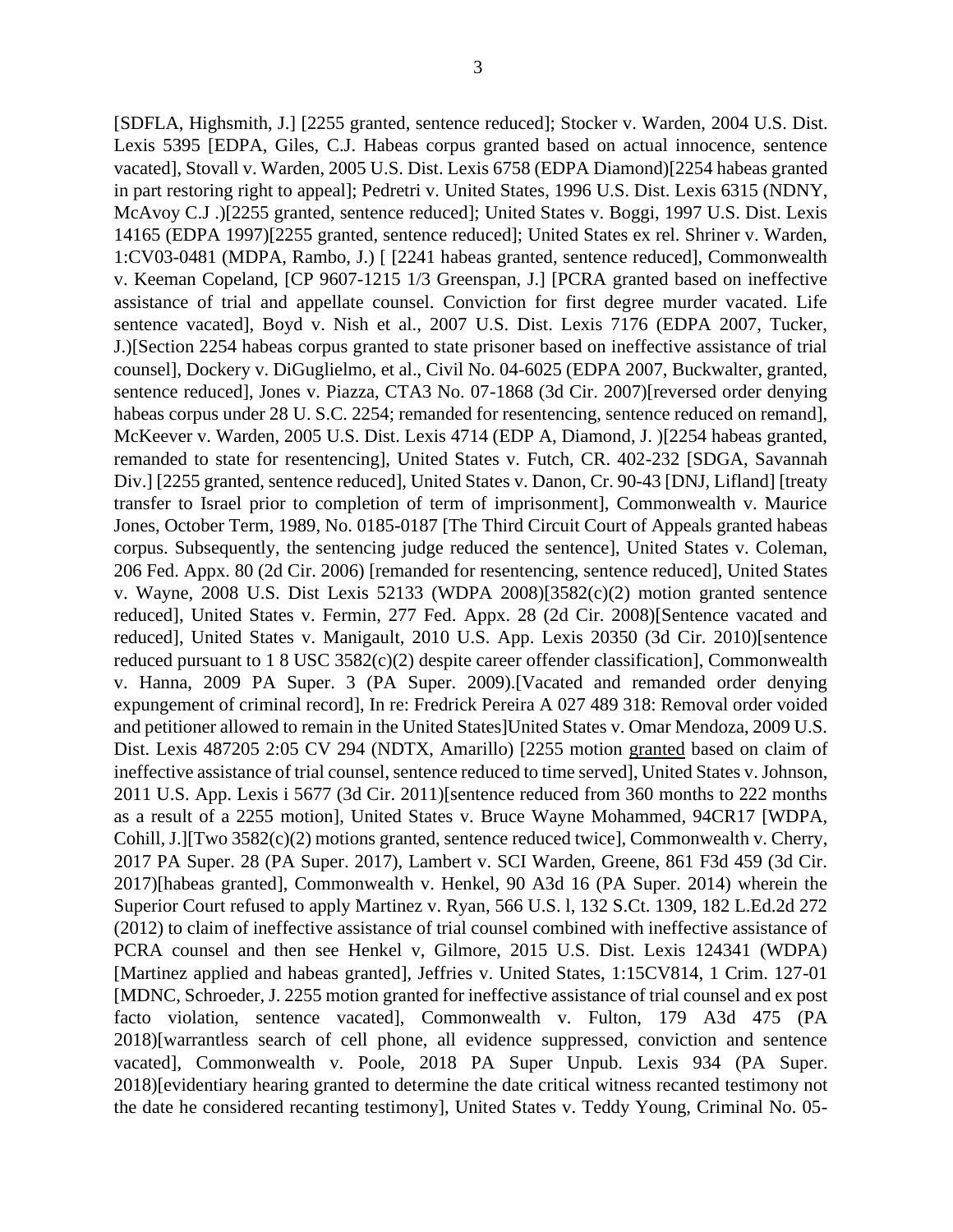[SDFLA, Highsmith, J.] [2255 granted, sentence reduced]; Stocker v. Warden, 2004 U.S. Dist. Lexis 5395 [EDPA, Giles, C.J. Habeas corpus granted based on actual innocence, sentence vacated], Stovall v. Warden, 2005 U.S. Dist. Lexis 6758 (EDPA Diamond)[2254 habeas granted in part restoring right to appeal]; Pedretri v. United States, 1996 U.S. Dist. Lexis 6315 (NDNY, McAvoy C.J .)[2255 granted, sentence reduced]; United States v. Boggi, 1997 U.S. Dist. Lexis 14165 (EDPA 1997)[2255 granted, sentence reduced]; United States ex rel. Shriner v. Warden, 1:CV03-0481 (MDPA, Rambo, J.) [ [2241 habeas granted, sentence reduced], Commonwealth v. Keeman Copeland, [CP 9607-1215 1/3 Greenspan, J.] [PCRA granted based on ineffective assistance of trial and appellate counsel. Conviction for first degree murder vacated. Life sentence vacated], Boyd v. Nish et al., 2007 U.S. Dist. Lexis 7176 (EDPA 2007, Tucker, J.)[Section 2254 habeas corpus granted to state prisoner based on ineffective assistance of trial counsel], Dockery v. DiGuglielmo, et al., Civil No. 04-6025 (EDPA 2007, Buckwalter, granted, sentence reduced], Jones v. Piazza, CTA3 No. 07-1868 (3d Cir. 2007)[reversed order denying habeas corpus under 28 U. S.C. 2254; remanded for resentencing, sentence reduced on remand], McKeever v. Warden, 2005 U.S. Dist. Lexis 4714 (EDP A, Diamond, J. )[2254 habeas granted, remanded to state for resentencing], United States v. Futch, CR. 402-232 [SDGA, Savannah Div.] [2255 granted, sentence reduced], United States v. Danon, Cr. 90-43 [DNJ, Lifland] [treaty transfer to Israel prior to completion of term of imprisonment], Commonwealth v. Maurice Jones, October Term, 1989, No. 0185-0187 [The Third Circuit Court of Appeals granted habeas corpus. Subsequently, the sentencing judge reduced the sentence], United States v. Coleman, 206 Fed. Appx. 80 (2d Cir. 2006) [remanded for resentencing, sentence reduced], United States v. Wayne, 2008 U.S. Dist Lexis 52133 (WDPA 2008)[3582(c)(2) motion granted sentence reduced], United States v. Fermin, 277 Fed. Appx. 28 (2d Cir. 2008)[Sentence vacated and reduced], United States v. Manigault, 2010 U.S. App. Lexis 20350 (3d Cir. 2010)[sentence reduced pursuant to 1 8 USC 3582(c)(2) despite career offender classification], Commonwealth v. Hanna, 2009 PA Super. 3 (PA Super. 2009).[Vacated and remanded order denying expungement of criminal record], In re: Fredrick Pereira A 027 489 318: Removal order voided and petitioner allowed to remain in the United States]United States v. Omar Mendoza, 2009 U.S. Dist. Lexis 487205 2:05 CV 294 (NDTX, Amarillo) [2255 motion <u>granted</u> based on claim of ineffective assistance of trial counsel, sentence reduced to time served], United States v. Johnson, 2011 U.S. App. Lexis i 5677 (3d Cir. 2011)[sentence reduced from 360 months to 222 months as a result of a 2255 motion], United States v. Bruce Wayne Mohammed, 94CR17 [WDPA, Cohill, J.][Two 3582(c)(2) motions granted, sentence reduced twice], Commonwealth v. Cherry, 2017 PA Super. 28 (PA Super. 2017), Lambert v. SCI Warden, Greene, 861 F3d 459 (3d Cir. 2017)[habeas granted], Commonwealth v. Henkel, 90 A3d 16 (PA Super. 2014) wherein the Superior Court refused to apply Martinez v. Ryan, 566 U.S. l, 132 S.Ct. 1309, 182 L.Ed.2d 272 (2012) to claim of ineffective assistance of trial counsel combined with ineffective assistance of PCRA counsel and then see Henkel v, Gilmore, 2015 U.S. Dist. Lexis 124341 (WDPA) [Martinez applied and habeas granted], Jeffries v. United States, 1:15CV814, 1 Crim. 127-01 [MDNC, Schroeder, J. 2255 motion granted for ineffective assistance of trial counsel and ex post facto violation, sentence vacated], Commonwealth v. Fulton, 179 A3d 475 (PA 2018)[warrantless search of cell phone, all evidence suppressed, conviction and sentence vacated], Commonwealth v. Poole, 2018 PA Super Unpub. Lexis 934 (PA Super. 2018)[evidentiary hearing granted to determine the date critical witness recanted testimony not the date he considered recanting testimony], United States v. Teddy Young, Criminal No. 05-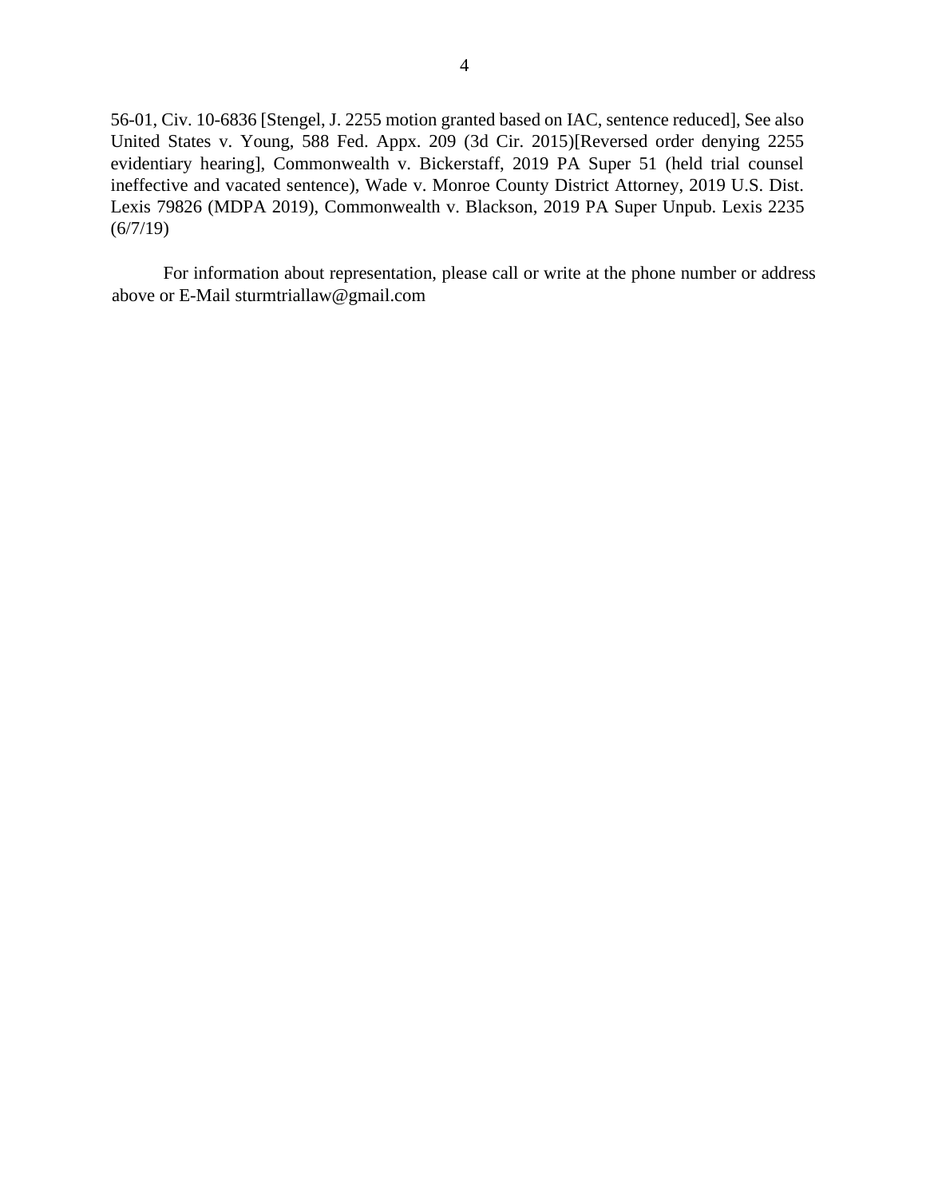56-01, Civ. 10-6836 [Stengel, J. 2255 motion granted based on IAC, sentence reduced], See also United States v. Young, 588 Fed. Appx. 209 (3d Cir. 2015)[Reversed order denying 2255 evidentiary hearing], Commonwealth v. Bickerstaff, 2019 PA Super 51 (held trial counsel ineffective and vacated sentence), Wade v. Monroe County District Attorney, 2019 U.S. Dist. Lexis 79826 (MDPA 2019), Commonwealth v. Blackson, 2019 PA Super Unpub. Lexis 2235 (6/7/19)

For information about representation, please call or write at the phone number or address above or E-Mail sturmtriallaw@gmail.com